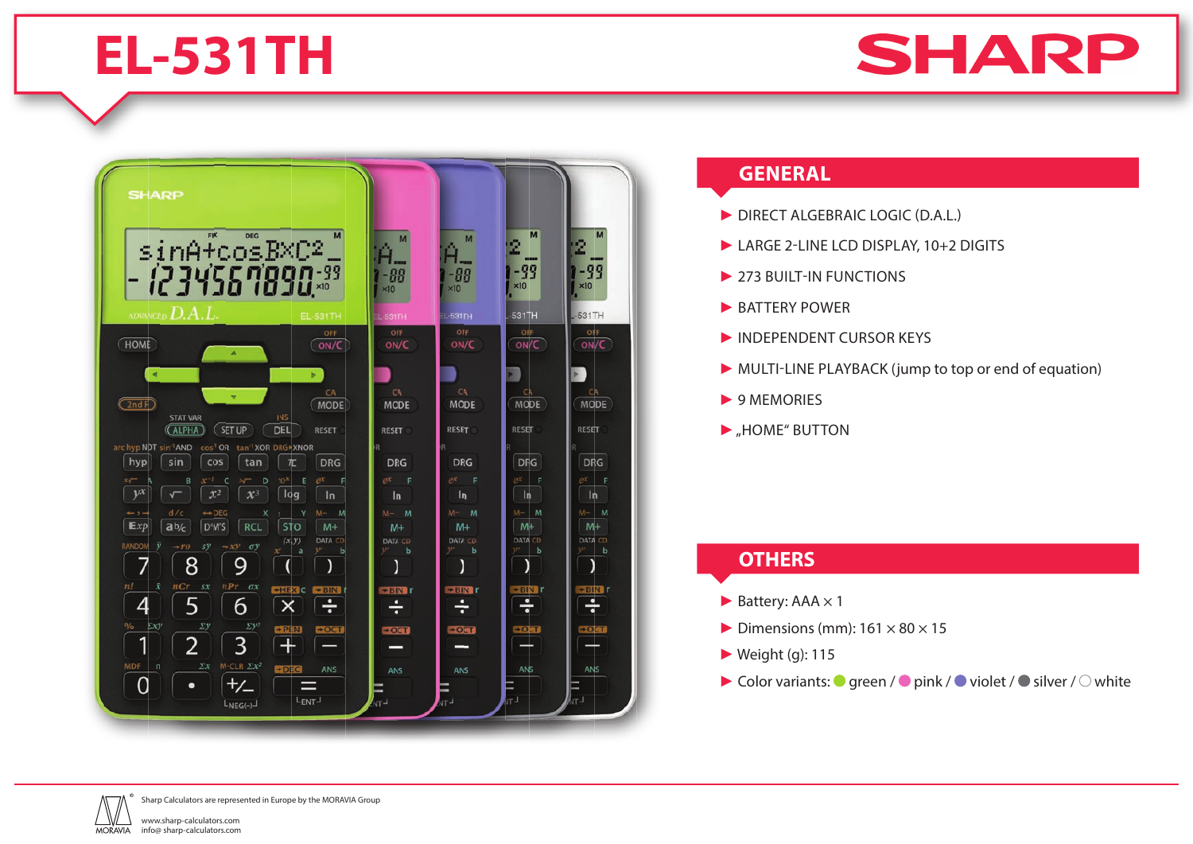# EL-531TH

SHARP

## GENERAL

- DIRECT ALGEBRAIC LOGIC (D.A.L.)
- LARGE 2-LINE LCD DISPLAY, 10+2 DIGITS
- 273 BUILT-IN FUNCTIONS
- BATTERY POWER
- INDEPENDENT CURSOR KEYS
- MULTI-LINE PLAYBACK (jump to top or end of equation)
- 9 MEMORIES
- „HOME“ BUTTON

## OTHERS

- Battery: AAA × 1
- Dimensions (mm): 161 × 80 × 15
- Weight (g): 115
- Color variants: green / pink / violet / silver / white

Sharp Calculators are represented in Europe by the MORAVIA Group

www.sharp-calculators.com
info@ sharp-calculators.com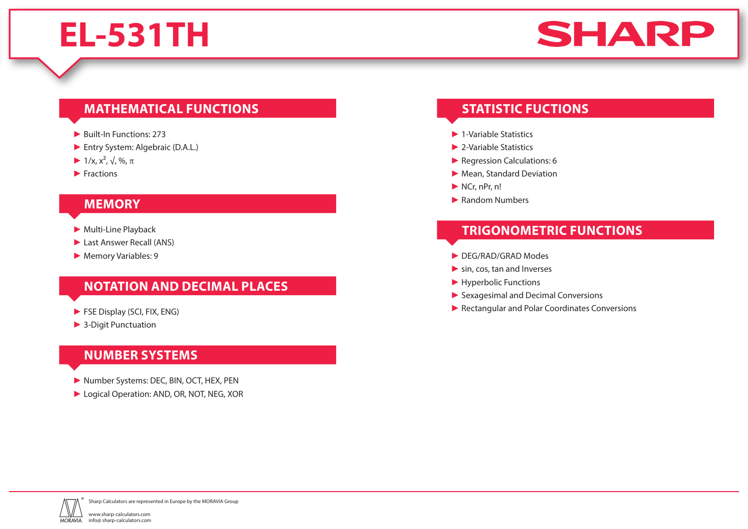# EL-531TH

SHARP

## MATHEMATICAL FUNCTIONS

- Built-In Functions: 273
- Entry System: Algebraic (D.A.L.)
- 1/x, $x^2$, √, %, π
- Fractions

## MEMORY

- Multi-Line Playback
- Last Answer Recall (ANS)
- Memory Variables: 9

## NOTATION AND DECIMAL PLACES

- FSE Display (SCI, FIX, ENG)
- 3-Digit Punctuation

## NUMBER SYSTEMS

- Number Systems: DEC, BIN, OCT, HEX, PEN
- Logical Operation: AND, OR, NOT, NEG, XOR

## STATISTIC FUCTIONS

- 1-Variable Statistics
- 2-Variable Statistics
- Regression Calculations: 6
- Mean, Standard Deviation
- NCr, nPr, n!
- Random Numbers

## TRIGONOMETRIC FUNCTIONS

- DEG/RAD/GRAD Modes
- sin, cos, tan and Inverses
- Hyperbolic Functions
- Sexagesimal and Decimal Conversions
- Rectangular and Polar Coordinates Conversions

Sharp Calculators are represented in Europe by the MORAVIA Group

www.sharp-calculators.com
info@ sharp-calculators.com